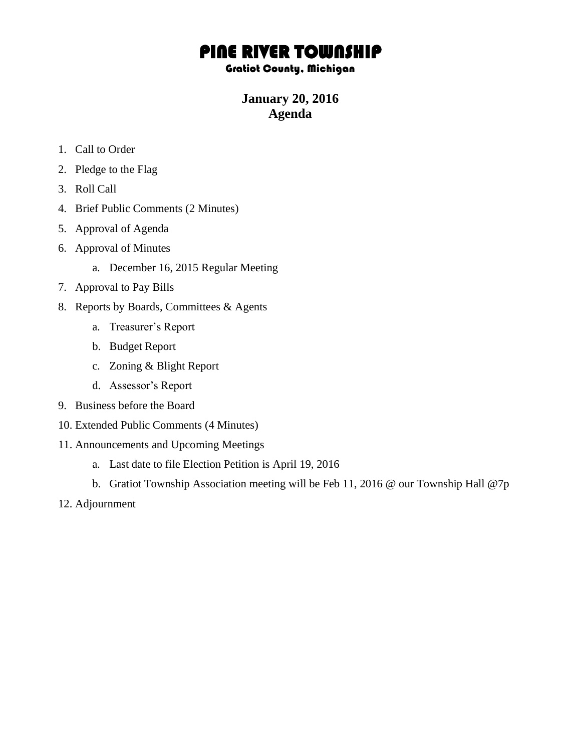# PINE RIVER TOWNSHIP

### Gratiot County, Michigan

## January 20, 2016
## Agenda

1. Call to Order
2. Pledge to the Flag
3. Roll Call
4. Brief Public Comments (2 Minutes)
5. Approval of Agenda
6. Approval of Minutes
    a. December 16, 2015 Regular Meeting
7. Approval to Pay Bills
8. Reports by Boards, Committees & Agents
    a. Treasurer's Report
    b. Budget Report
    c. Zoning & Blight Report
    d. Assessor's Report
9. Business before the Board
10. Extended Public Comments (4 Minutes)
11. Announcements and Upcoming Meetings
    a. Last date to file Election Petition is April 19, 2016
    b. Gratiot Township Association meeting will be Feb 11, 2016 @ our Township Hall @7p
12. Adjournment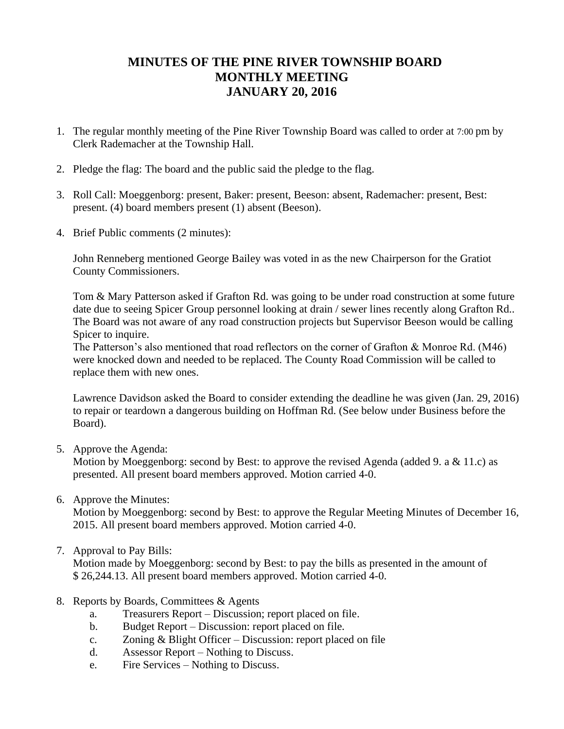# MINUTES OF THE PINE RIVER TOWNSHIP BOARD MONTHLY MEETING JANUARY 20, 2016

1. The regular monthly meeting of the Pine River Township Board was called to order at 7:00 pm by Clerk Rademacher at the Township Hall.

2. Pledge the flag: The board and the public said the pledge to the flag.

3. Roll Call: Moeggenborg: present, Baker: present, Beeson: absent, Rademacher: present, Best: present. (4) board members present (1) absent (Beeson).

4. Brief Public comments (2 minutes):

   John Renneberg mentioned George Bailey was voted in as the new Chairperson for the Gratiot County Commissioners.

   Tom & Mary Patterson asked if Grafton Rd. was going to be under road construction at some future date due to seeing Spicer Group personnel looking at drain / sewer lines recently along Grafton Rd.. The Board was not aware of any road construction projects but Supervisor Beeson would be calling Spicer to inquire.
   The Patterson's also mentioned that road reflectors on the corner of Grafton & Monroe Rd. (M46) were knocked down and needed to be replaced. The County Road Commission will be called to replace them with new ones.

   Lawrence Davidson asked the Board to consider extending the deadline he was given (Jan. 29, 2016) to repair or teardown a dangerous building on Hoffman Rd. (See below under Business before the Board).

5. Approve the Agenda:
   Motion by Moeggenborg: second by Best: to approve the revised Agenda (added 9. a & 11.c) as presented. All present board members approved. Motion carried 4-0.

6. Approve the Minutes:
   Motion by Moeggenborg: second by Best: to approve the Regular Meeting Minutes of December 16, 2015. All present board members approved. Motion carried 4-0.

7. Approval to Pay Bills:
   Motion made by Moeggenborg: second by Best: to pay the bills as presented in the amount of $ 26,244.13. All present board members approved. Motion carried 4-0.

8. Reports by Boards, Committees & Agents
   a. Treasurers Report – Discussion; report placed on file.
   b. Budget Report – Discussion: report placed on file.
   c. Zoning & Blight Officer – Discussion: report placed on file
   d. Assessor Report – Nothing to Discuss.
   e. Fire Services – Nothing to Discuss.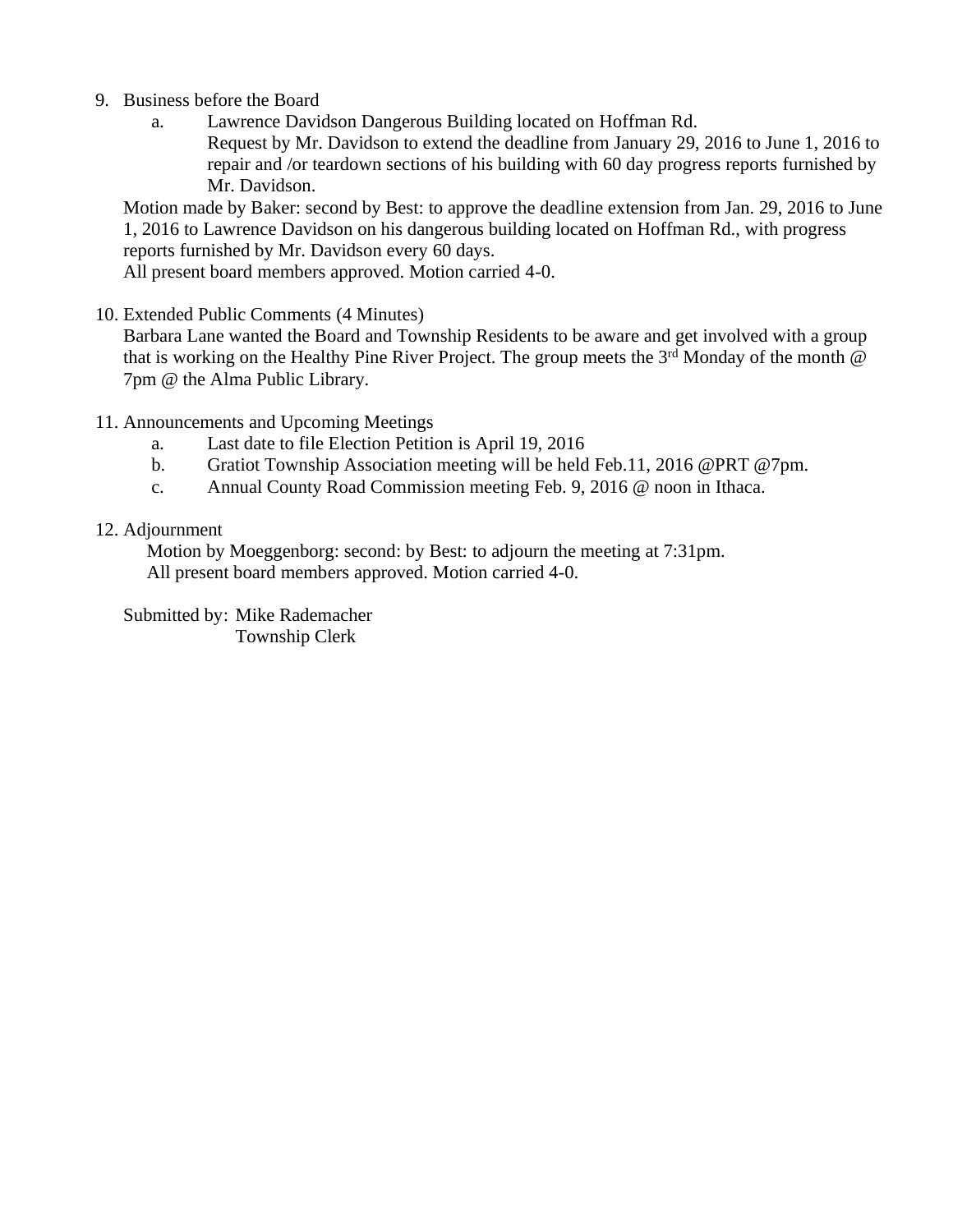9. Business before the Board
    a. Lawrence Davidson Dangerous Building located on Hoffman Rd.
       Request by Mr. Davidson to extend the deadline from January 29, 2016 to June 1, 2016 to repair and /or teardown sections of his building with 60 day progress reports furnished by Mr. Davidson.

   Motion made by Baker: second by Best: to approve the deadline extension from Jan. 29, 2016 to June 1, 2016 to Lawrence Davidson on his dangerous building located on Hoffman Rd., with progress reports furnished by Mr. Davidson every 60 days.
   All present board members approved. Motion carried 4-0.

10. Extended Public Comments (4 Minutes)
    Barbara Lane wanted the Board and Township Residents to be aware and get involved with a group that is working on the Healthy Pine River Project. The group meets the 3rd Monday of the month @ 7pm @ the Alma Public Library.

11. Announcements and Upcoming Meetings
    a. Last date to file Election Petition is April 19, 2016
    b. Gratiot Township Association meeting will be held Feb.11, 2016 @PRT @7pm.
    c. Annual County Road Commission meeting Feb. 9, 2016 @ noon in Ithaca.

12. Adjournment
    Motion by Moeggenborg: second: by Best: to adjourn the meeting at 7:31pm.
    All present board members approved. Motion carried 4-0.

Submitted by: Mike Rademacher
Township Clerk